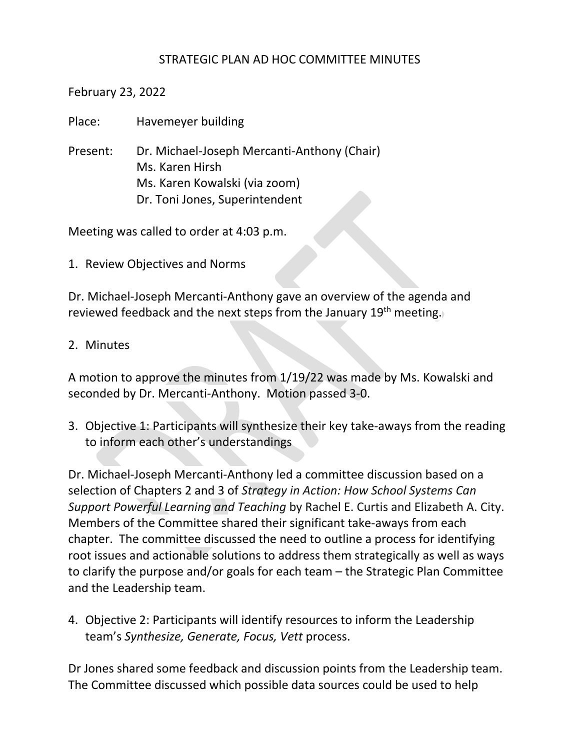# STRATEGIC PLAN AD HOC COMMITTEE MINUTES

February 23, 2022

Place: Havemeyer building

Present: Dr. Michael-Joseph Mercanti-Anthony (Chair)
Ms. Karen Hirsh
Ms. Karen Kowalski (via zoom)
Dr. Toni Jones, Superintendent

Meeting was called to order at 4:03 p.m.

1. Review Objectives and Norms

Dr. Michael-Joseph Mercanti-Anthony gave an overview of the agenda and reviewed feedback and the next steps from the January 19th meeting.

2. Minutes

A motion to approve the minutes from 1/19/22 was made by Ms. Kowalski and seconded by Dr. Mercanti-Anthony. Motion passed 3-0.

3. Objective 1: Participants will synthesize their key take-aways from the reading to inform each other's understandings

Dr. Michael-Joseph Mercanti-Anthony led a committee discussion based on a selection of Chapters 2 and 3 of *Strategy in Action: How School Systems Can Support Powerful Learning and Teaching* by Rachel E. Curtis and Elizabeth A. City. Members of the Committee shared their significant take-aways from each chapter. The committee discussed the need to outline a process for identifying root issues and actionable solutions to address them strategically as well as ways to clarify the purpose and/or goals for each team – the Strategic Plan Committee and the Leadership team.

4. Objective 2: Participants will identify resources to inform the Leadership team's *Synthesize, Generate, Focus, Vett* process.

Dr Jones shared some feedback and discussion points from the Leadership team. The Committee discussed which possible data sources could be used to help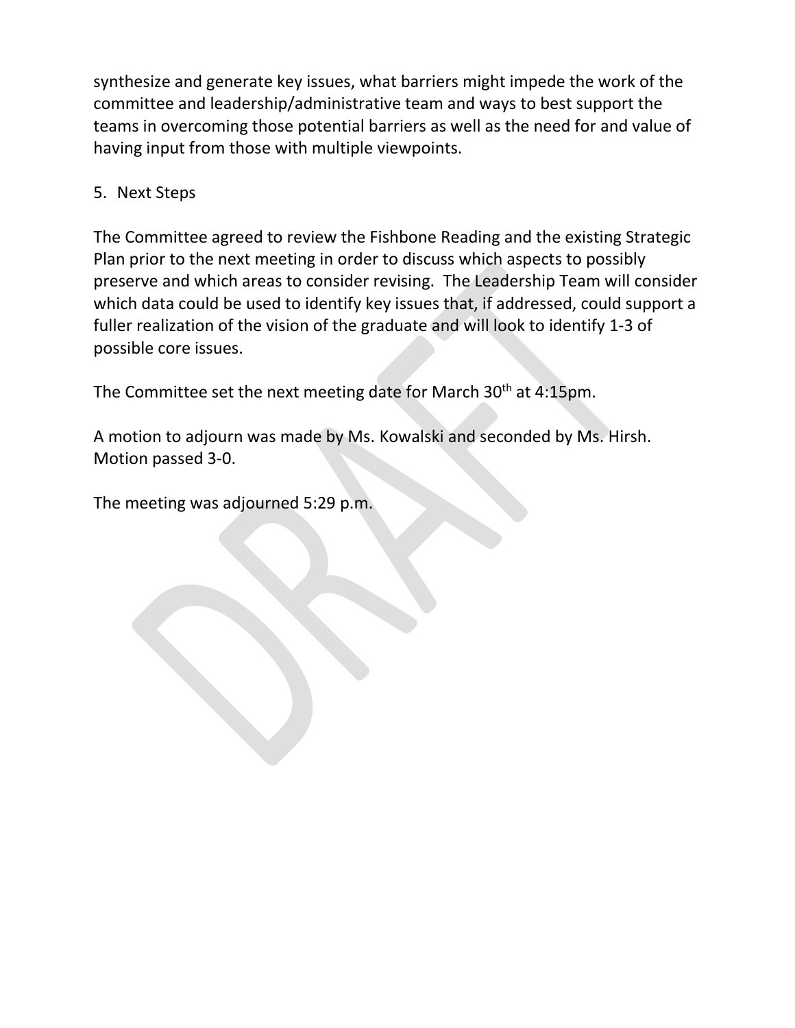synthesize and generate key issues, what barriers might impede the work of the committee and leadership/administrative team and ways to best support the teams in overcoming those potential barriers as well as the need for and value of having input from those with multiple viewpoints.

5. Next Steps

The Committee agreed to review the Fishbone Reading and the existing Strategic Plan prior to the next meeting in order to discuss which aspects to possibly preserve and which areas to consider revising. The Leadership Team will consider which data could be used to identify key issues that, if addressed, could support a fuller realization of the vision of the graduate and will look to identify 1-3 of possible core issues.

The Committee set the next meeting date for March 30th at 4:15pm.

A motion to adjourn was made by Ms. Kowalski and seconded by Ms. Hirsh. Motion passed 3-0.

The meeting was adjourned 5:29 p.m.